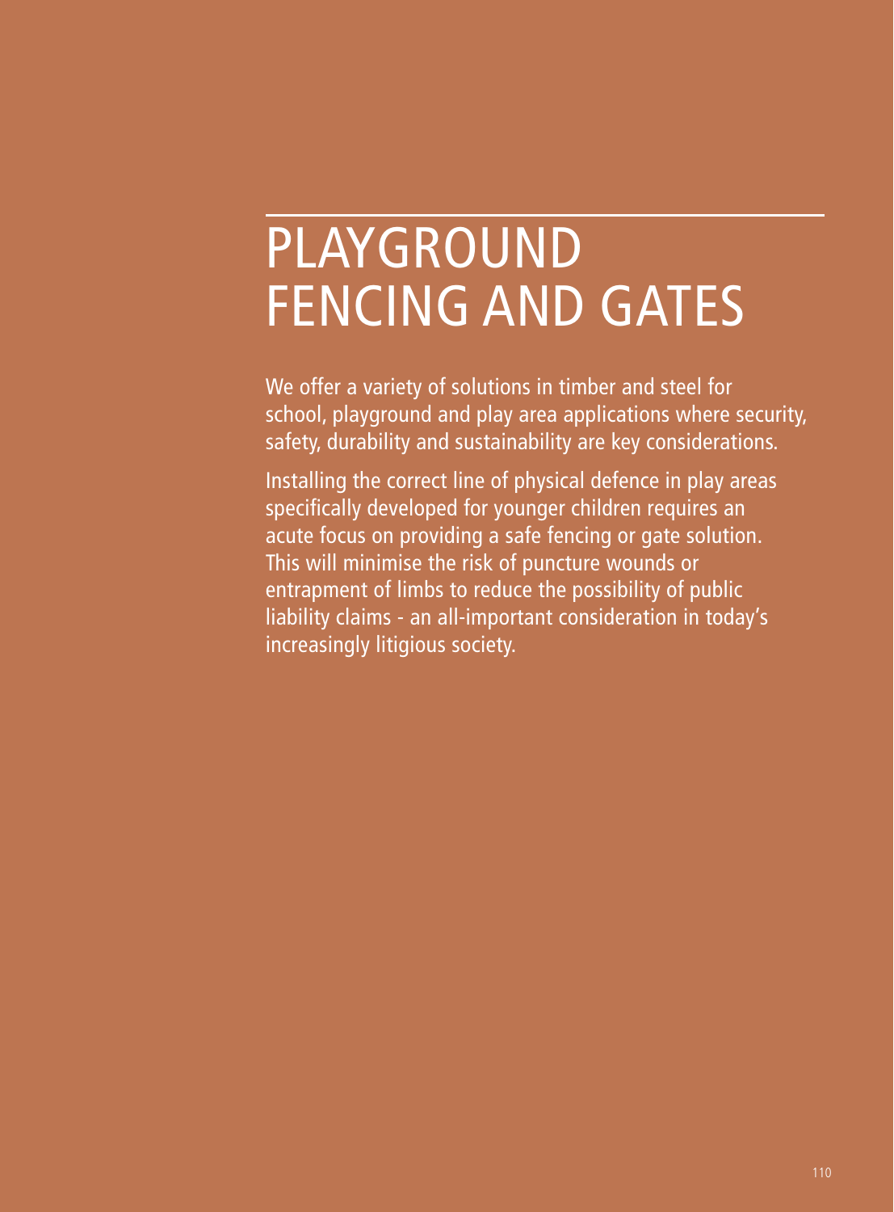# PLAYGROUND FENCING AND GATES

We offer a variety of solutions in timber and steel for school, playground and play area applications where security, safety, durability and sustainability are key considerations.

Installing the correct line of physical defence in play areas specifically developed for younger children requires an acute focus on providing a safe fencing or gate solution. This will minimise the risk of puncture wounds or entrapment of limbs to reduce the possibility of public liability claims - an all-important consideration in today's increasingly litigious society.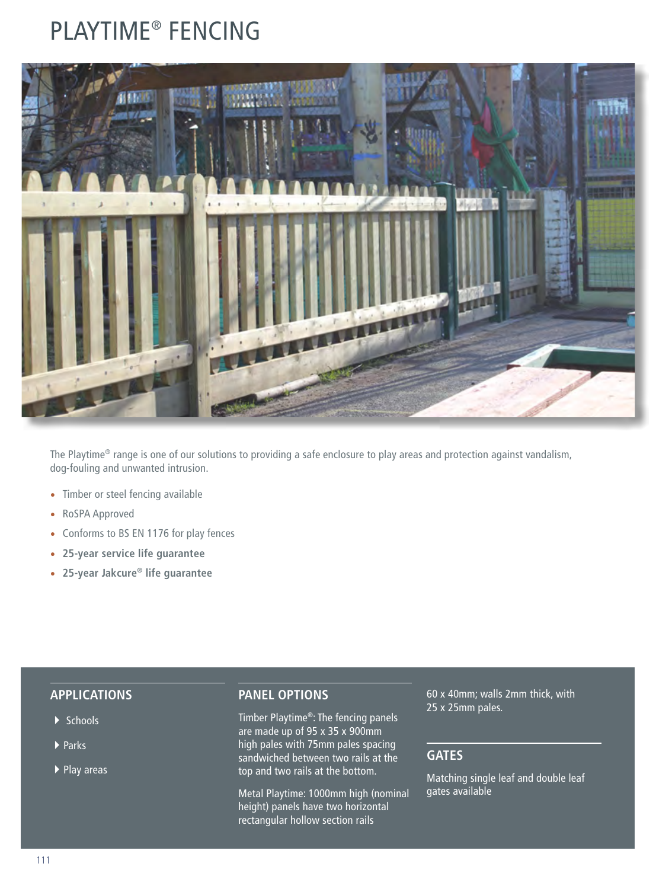# PLAYTIME® FENCING

The Playtime® range is one of our solutions to providing a safe enclosure to play areas and protection against vandalism, dog-fouling and unwanted intrusion.

- Timber or steel fencing available
- RoSPA Approved
- Conforms to BS EN 1176 for play fences
- **25-year service life guarantee**
- **25-year Jakcure® life guarantee**

## APPLICATIONS

- Schools
- Parks
- Play areas

## PANEL OPTIONS

Timber Playtime®: The fencing panels are made up of 95 x 35 x 900mm high pales with 75mm pales spacing sandwiched between two rails at the top and two rails at the bottom.

Metal Playtime: 1000mm high (nominal height) panels have two horizontal rectangular hollow section rails 60 x 40mm; walls 2mm thick, with 25 x 25mm pales.

## GATES

Matching single leaf and double leaf gates available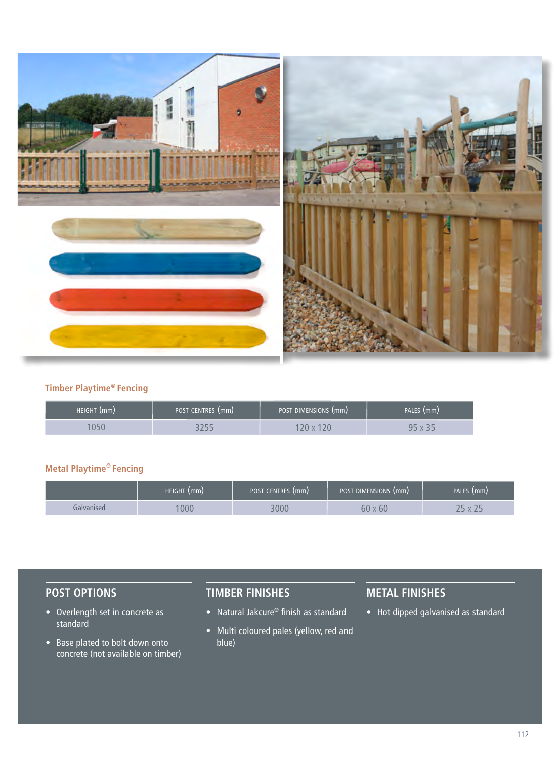## Timber Playtime® Fencing

| HEIGHT (mm) | POST CENTRES (mm) | POST DIMENSIONS (mm) | PALES (mm) |
|---|---|---|---|
| 1050 | 3255 | 120 x 120 | 95 x 35 |

## Metal Playtime® Fencing

| | HEIGHT (mm) | POST CENTRES (mm) | POST DIMENSIONS (mm) | PALES (mm) |
|---|---|---|---|---|
| Galvanised | 1000 | 3000 | 60 x 60 | 25 x 25 |

### POST OPTIONS

- Overlength set in concrete as standard
- Base plated to bolt down onto concrete (not available on timber)

### TIMBER FINISHES

- Natural Jakcure® finish as standard
- Multi coloured pales (yellow, red and blue)

### METAL FINISHES

- Hot dipped galvanised as standard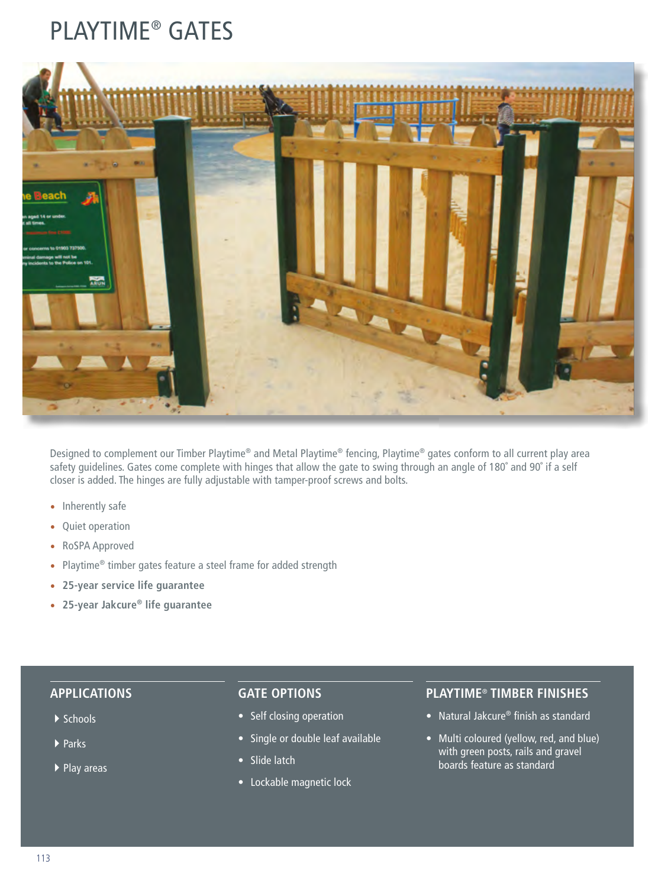# PLAYTIME® GATES

Designed to complement our Timber Playtime® and Metal Playtime® fencing, Playtime® gates conform to all current play area safety guidelines. Gates come complete with hinges that allow the gate to swing through an angle of 180˚ and 90˚ if a self closer is added. The hinges are fully adjustable with tamper-proof screws and bolts.

- Inherently safe
- Quiet operation
- RoSPA Approved
- Playtime® timber gates feature a steel frame for added strength
- **25-year service life guarantee**
- **25-year Jakcure® life guarantee**

## APPLICATIONS

- Schools
- Parks
- Play areas

## GATE OPTIONS

- Self closing operation
- Single or double leaf available
- Slide latch
- Lockable magnetic lock

## PLAYTIME® TIMBER FINISHES

- Natural Jakcure® finish as standard
- Multi coloured (yellow, red, and blue) with green posts, rails and gravel boards feature as standard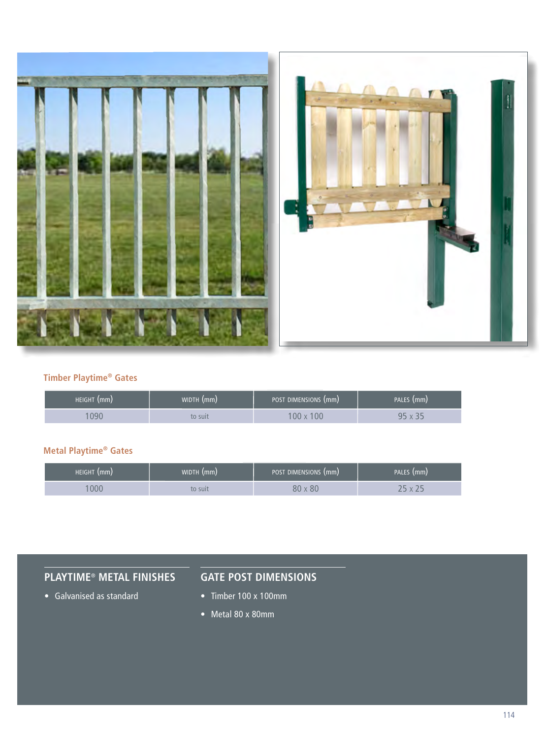## Timber Playtime® Gates

| HEIGHT (mm) | WIDTH (mm) | POST DIMENSIONS (mm) | PALES (mm) |
|---|---|---|---|
| 1090 | to suit | 100 x 100 | 95 x 35 |

## Metal Playtime® Gates

| HEIGHT (mm) | WIDTH (mm) | POST DIMENSIONS (mm) | PALES (mm) |
|---|---|---|---|
| 1000 | to suit | 80 x 80 | 25 x 25 |

### PLAYTIME® METAL FINISHES

- Galvanised as standard

### GATE POST DIMENSIONS

- Timber 100 x 100mm
- Metal 80 x 80mm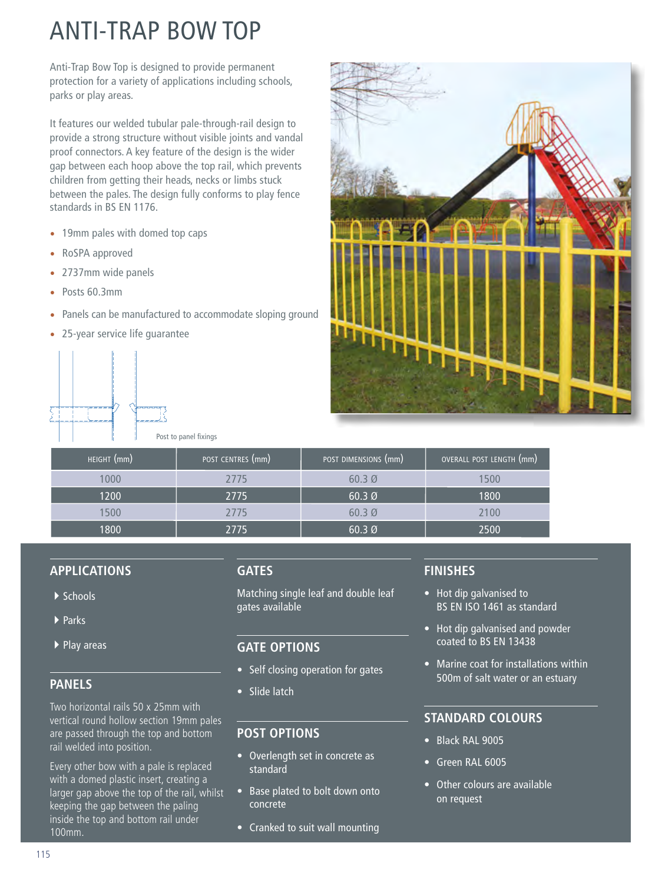# ANTI-TRAP BOW TOP

Anti-Trap Bow Top is designed to provide permanent protection for a variety of applications including schools, parks or play areas.

It features our welded tubular pale-through-rail design to provide a strong structure without visible joints and vandal proof connectors. A key feature of the design is the wider gap between each hoop above the top rail, which prevents children from getting their heads, necks or limbs stuck between the pales. The design fully conforms to play fence standards in BS EN 1176.

- 19mm pales with domed top caps
- RoSPA approved
- 2737mm wide panels
- Posts 60.3mm
- Panels can be manufactured to accommodate sloping ground
- 25-year service life guarantee

Post to panel fixings

| HEIGHT (mm) | POST CENTRES (mm) | POST DIMENSIONS (mm) | OVERALL POST LENGTH (mm) |
|---|---|---|---|
| 1000 | 2775 | 60.3 Ø | 1500 |
| 1200 | 2775 | 60.3 Ø | 1800 |
| 1500 | 2775 | 60.3 Ø | 2100 |
| 1800 | 2775 | 60.3 Ø | 2500 |

## APPLICATIONS

- Schools
- Parks
- Play areas

## PANELS

Two horizontal rails 50 x 25mm with vertical round hollow section 19mm pales are passed through the top and bottom rail welded into position.

Every other bow with a pale is replaced with a domed plastic insert, creating a larger gap above the top of the rail, whilst keeping the gap between the paling inside the top and bottom rail under 100mm.

## GATES

Matching single leaf and double leaf gates available

## GATE OPTIONS

- Self closing operation for gates
- Slide latch

## POST OPTIONS

- Overlength set in concrete as standard
- Base plated to bolt down onto concrete
- Cranked to suit wall mounting

## FINISHES

- Hot dip galvanised to BS EN ISO 1461 as standard
- Hot dip galvanised and powder coated to BS EN 13438
- Marine coat for installations within 500m of salt water or an estuary

## STANDARD COLOURS

- Black RAL 9005
- Green RAL 6005
- Other colours are available on request